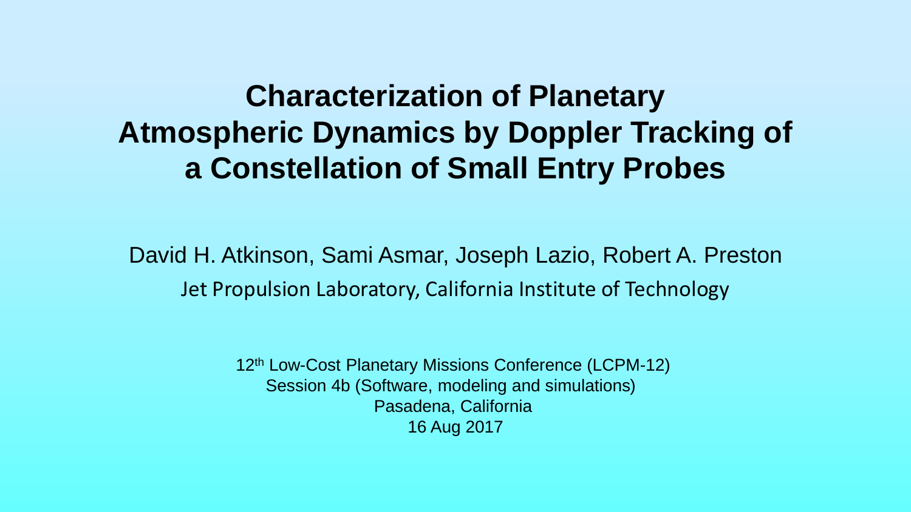# Characterization of Planetary Atmospheric Dynamics by Doppler Tracking of a Constellation of Small Entry Probes

David H. Atkinson, Sami Asmar, Joseph Lazio, Robert A. Preston

Jet Propulsion Laboratory, California Institute of Technology

12th Low-Cost Planetary Missions Conference (LCPM-12)
Session 4b (Software, modeling and simulations)
Pasadena, California
16 Aug 2017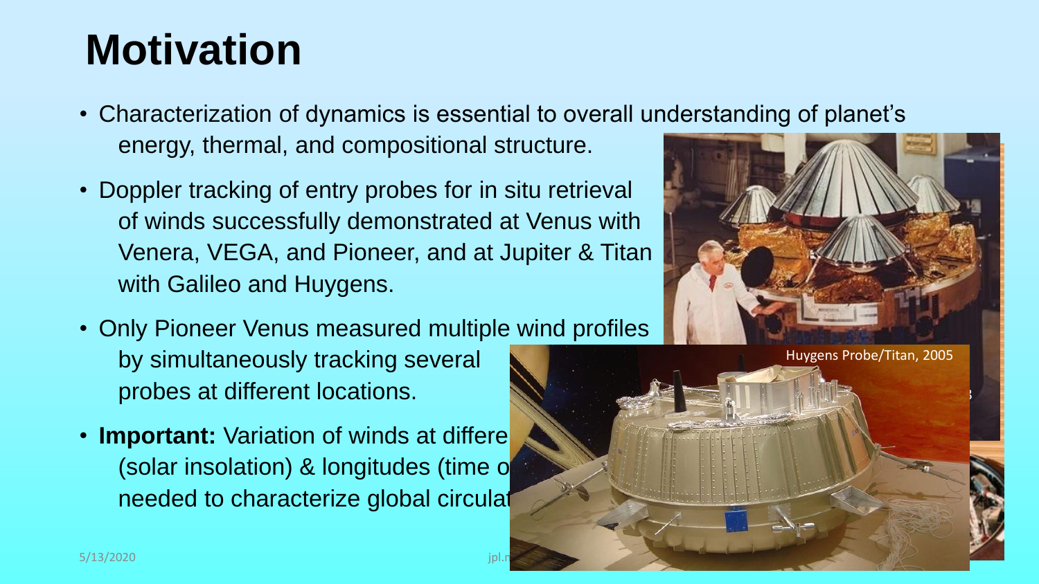# Motivation

- Characterization of dynamics is essential to overall understanding of planet's energy, thermal, and compositional structure.
- Doppler tracking of entry probes for in situ retrieval of winds successfully demonstrated at Venus with Venera, VEGA, and Pioneer, and at Jupiter & Titan with Galileo and Huygens.
- Only Pioneer Venus measured multiple wind profiles by simultaneously tracking several probes at different locations.
- **Important:** Variation of winds at differe (solar insolation) & longitudes (time o needed to characterize global circulat

Huygens Probe/Titan, 2005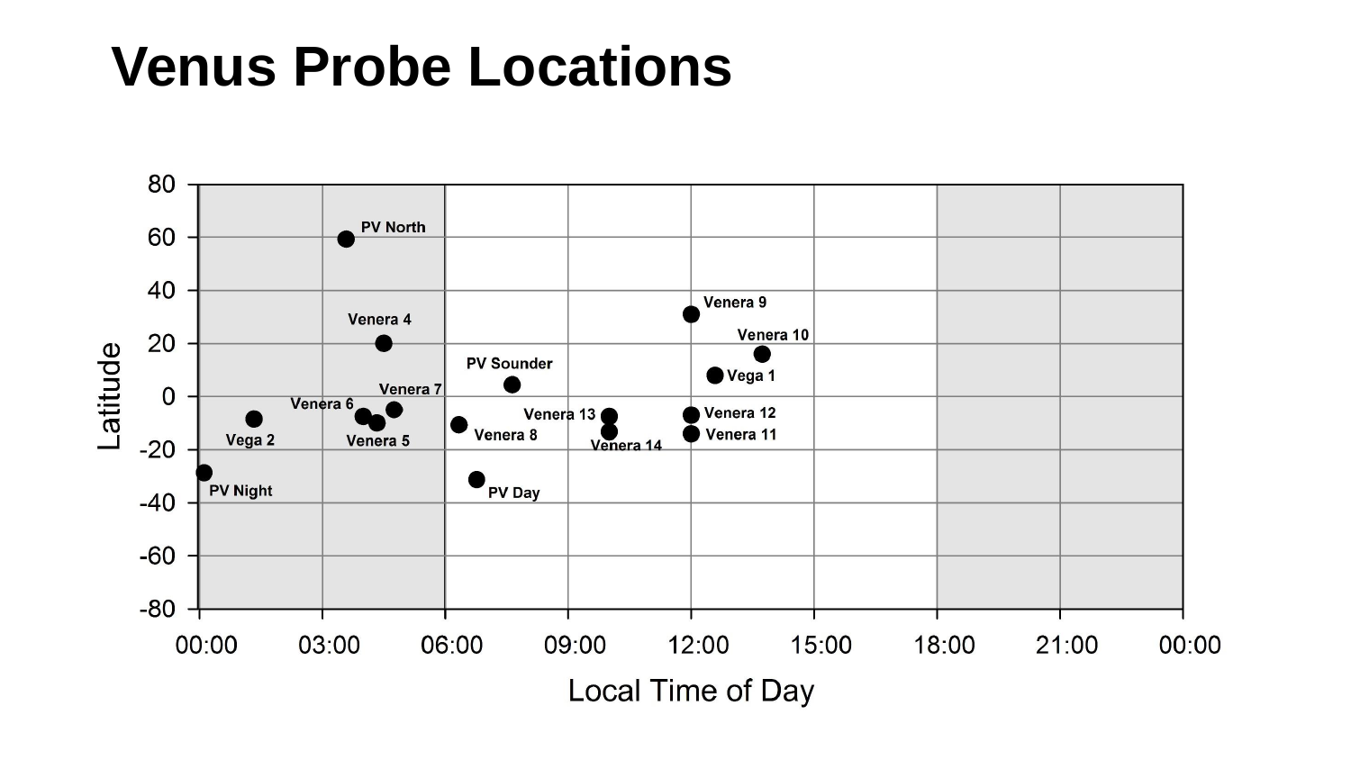# Venus Probe Locations

Latitude

Local Time of Day

80, 60, 40, 20, 0, -20, -40, -60, -80

00:00, 03:00, 06:00, 09:00, 12:00, 15:00, 18:00, 21:00, 00:00

PV North, Venera 4, Venera 7, Venera 6, Venera 5, Vega 2, PV Night, PV Sounder, Venera 8, PV Day, Venera 13, Venera 14, Venera 9, Venera 10, Vega 1, Venera 12, Venera 11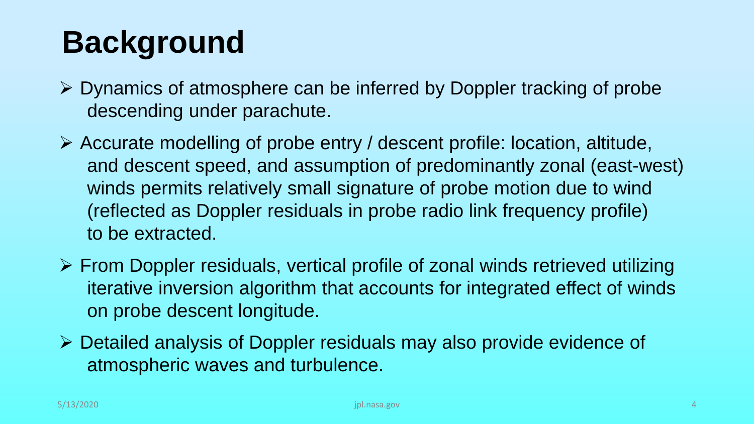# Background

- Dynamics of atmosphere can be inferred by Doppler tracking of probe descending under parachute.
- Accurate modelling of probe entry / descent profile: location, altitude, and descent speed, and assumption of predominantly zonal (east-west) winds permits relatively small signature of probe motion due to wind (reflected as Doppler residuals in probe radio link frequency profile) to be extracted.
- From Doppler residuals, vertical profile of zonal winds retrieved utilizing iterative inversion algorithm that accounts for integrated effect of winds on probe descent longitude.
- Detailed analysis of Doppler residuals may also provide evidence of atmospheric waves and turbulence.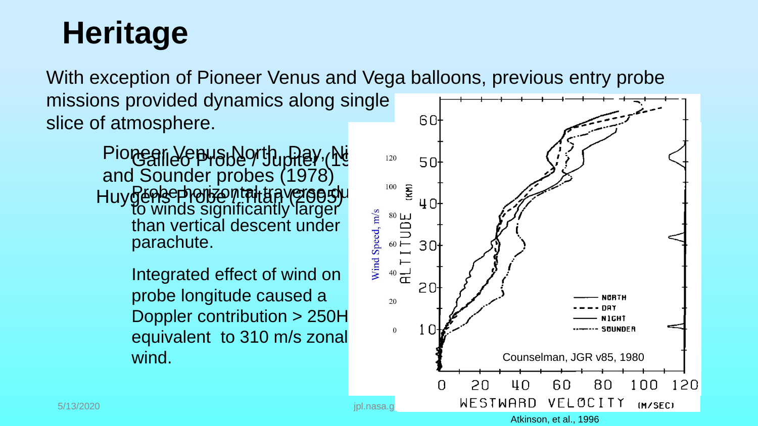# Heritage

With exception of Pioneer Venus and Vega balloons, previous entry probe missions provided dynamics along single slice of atmosphere.

Pioneer Venus North, Day, Night and Sounder probes (1978)

Galileo Probe / Jupiter (1995)

Huygens Probe / Titan (2005)

Probe horizontal traverse due to winds significantly larger than vertical descent under parachute.

Integrated effect of wind on probe longitude caused a Doppler contribution > 250Hz equivalent to 310 m/s zonal wind.

Counselman, JGR v85, 1980

Atkinson, et al., 1996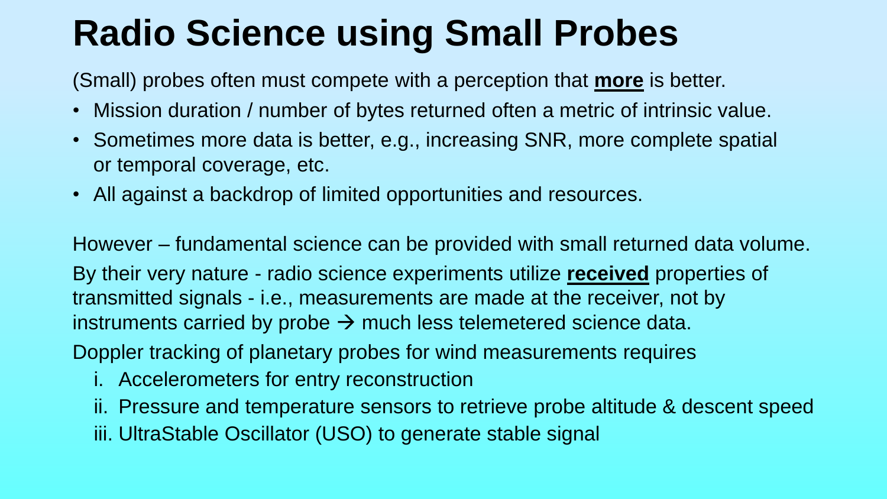# Radio Science using Small Probes

(Small) probes often must compete with a perception that **more** is better.

- Mission duration / number of bytes returned often a metric of intrinsic value.
- Sometimes more data is better, e.g., increasing SNR, more complete spatial or temporal coverage, etc.
- All against a backdrop of limited opportunities and resources.

However – fundamental science can be provided with small returned data volume.

By their very nature - radio science experiments utilize **received** properties of transmitted signals - i.e., measurements are made at the receiver, not by instruments carried by probe → much less telemetered science data.

Doppler tracking of planetary probes for wind measurements requires

1. Accelerometers for entry reconstruction
2. Pressure and temperature sensors to retrieve probe altitude & descent speed
3. UltraStable Oscillator (USO) to generate stable signal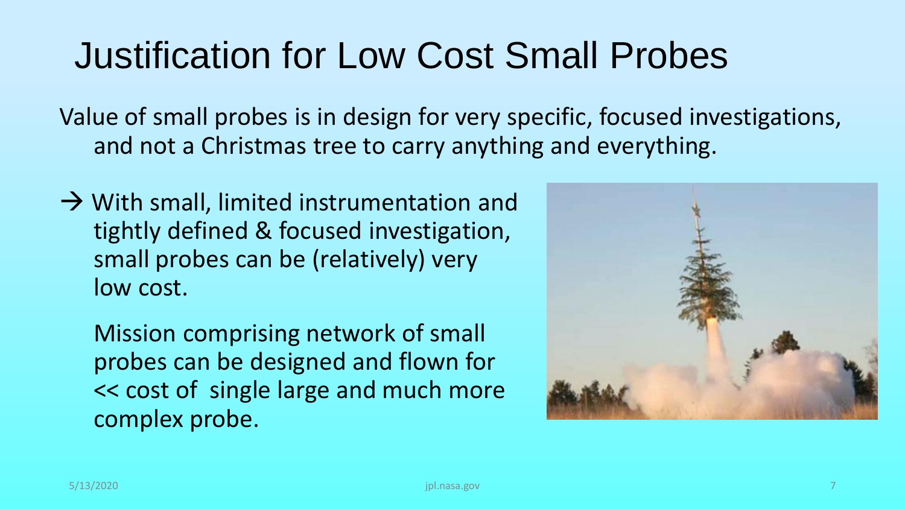# Justification for Low Cost Small Probes

Value of small probes is in design for very specific, focused investigations, and not a Christmas tree to carry anything and everything.

→ With small, limited instrumentation and tightly defined & focused investigation, small probes can be (relatively) very low cost.

Mission comprising network of small probes can be designed and flown for << cost of single large and much more complex probe.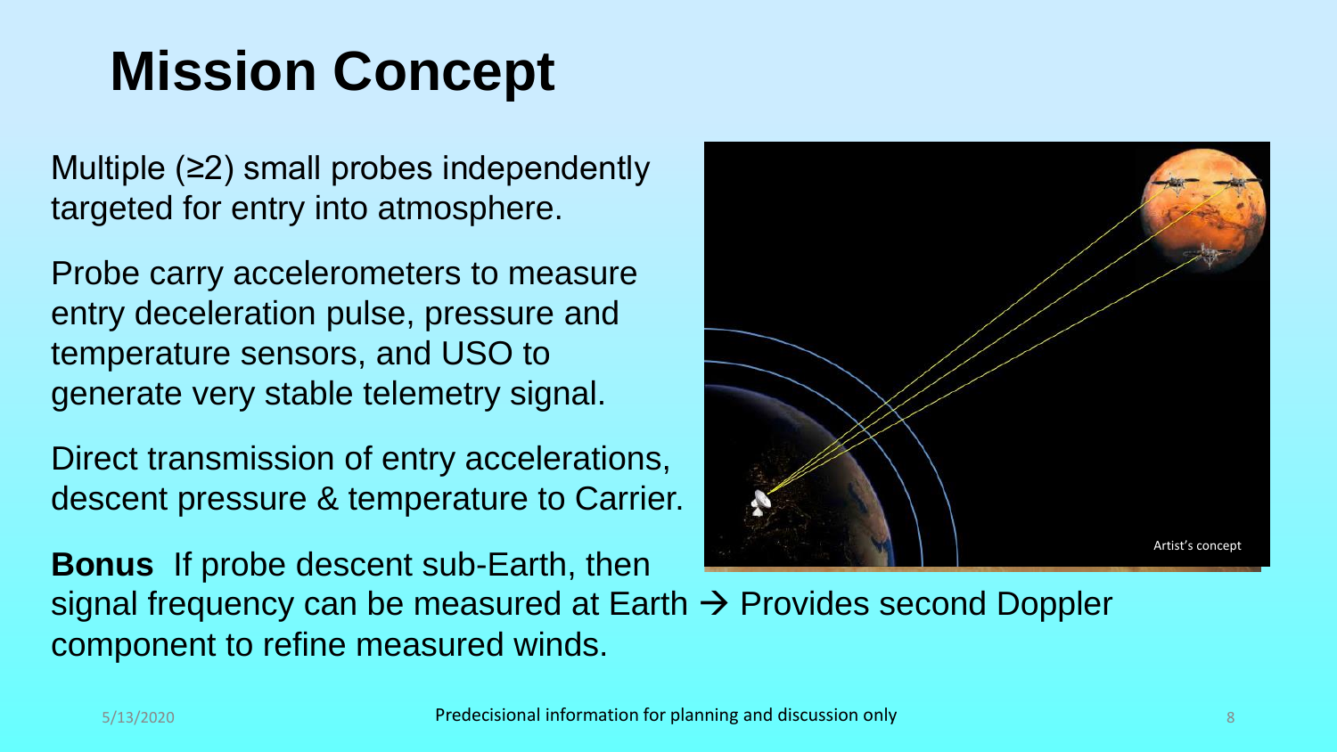# Mission Concept

Multiple (≥2) small probes independently targeted for entry into atmosphere.

Probe carry accelerometers to measure entry deceleration pulse, pressure and temperature sensors, and USO to generate very stable telemetry signal.

Direct transmission of entry accelerations, descent pressure & temperature to Carrier.

**Bonus** If probe descent sub-Earth, then signal frequency can be measured at Earth → Provides second Doppler component to refine measured winds.

Artist's concept

Predecisional information for planning and discussion only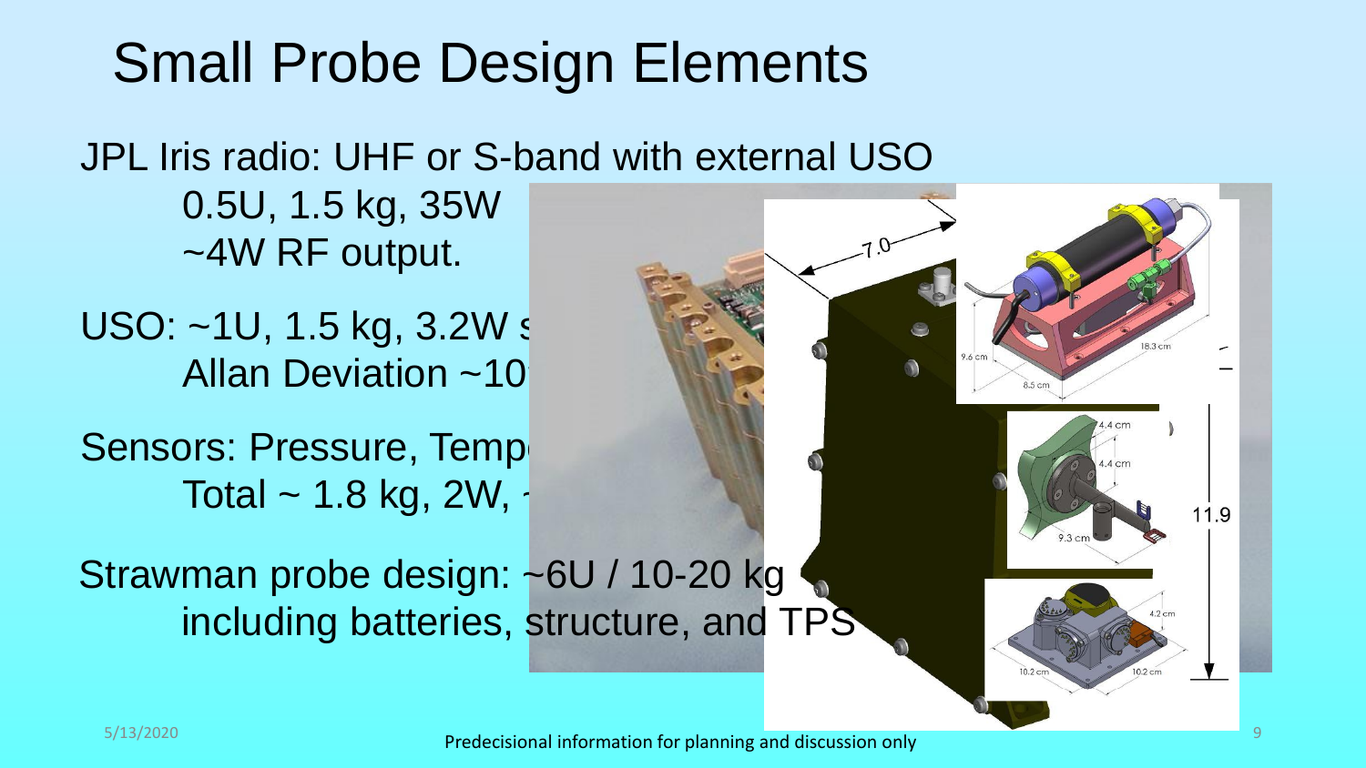# Small Probe Design Elements

JPL Iris radio: UHF or S-band with external USO
- 0.5U, 1.5 kg, 35W
- ~4W RF output.

USO: ~1U, 1.5 kg, 3.2W s
- Allan Deviation ~10

Sensors: Pressure, Temp
- Total ~ 1.8 kg, 2W, ~

Strawman probe design: ~6U / 10-20 kg
- including batteries, structure, and TPS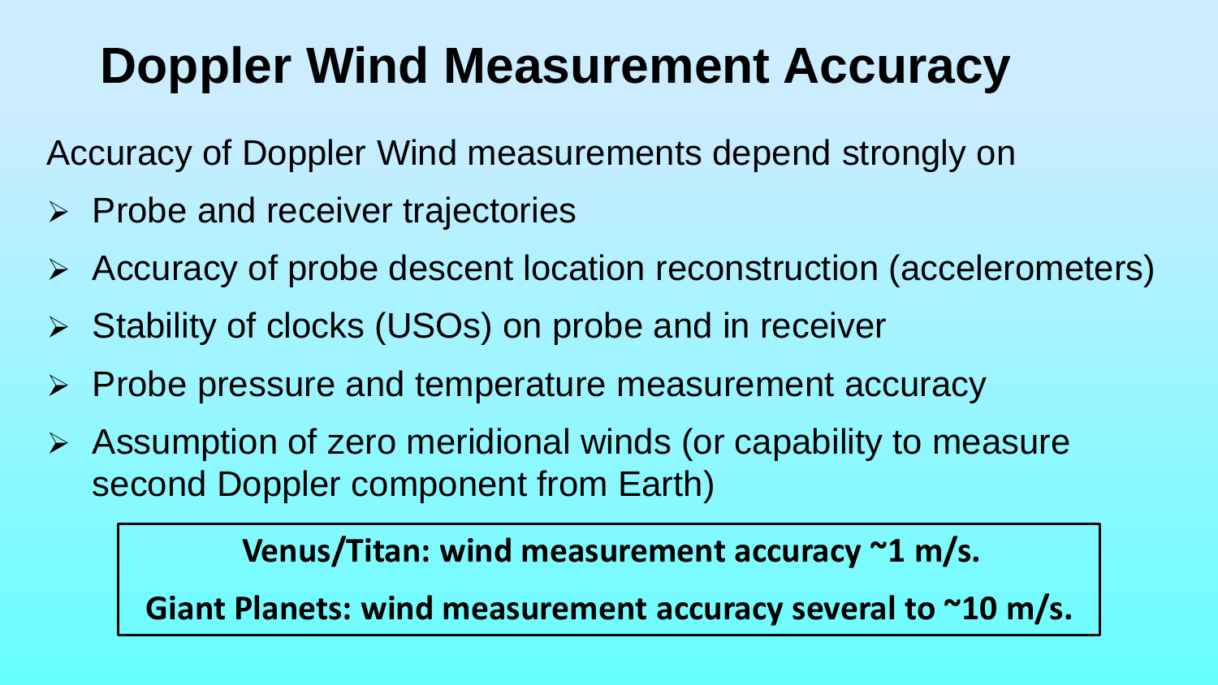# Doppler Wind Measurement Accuracy

Accuracy of Doppler Wind measurements depend strongly on

- Probe and receiver trajectories
- Accuracy of probe descent location reconstruction (accelerometers)
- Stability of clocks (USOs) on probe and in receiver
- Probe pressure and temperature measurement accuracy
- Assumption of zero meridional winds (or capability to measure second Doppler component from Earth)

**Venus/Titan: wind measurement accuracy ~1 m/s.**

**Giant Planets: wind measurement accuracy several to ~10 m/s.**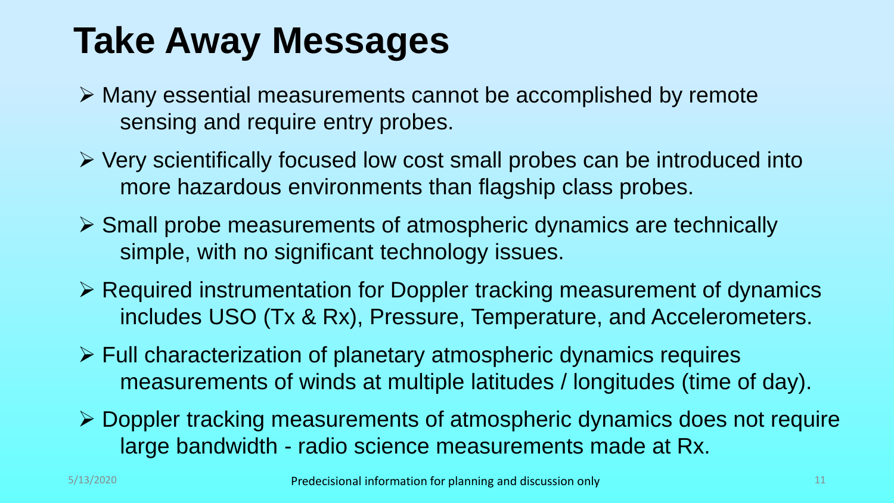# Take Away Messages

- Many essential measurements cannot be accomplished by remote sensing and require entry probes.
- Very scientifically focused low cost small probes can be introduced into more hazardous environments than flagship class probes.
- Small probe measurements of atmospheric dynamics are technically simple, with no significant technology issues.
- Required instrumentation for Doppler tracking measurement of dynamics includes USO (Tx & Rx), Pressure, Temperature, and Accelerometers.
- Full characterization of planetary atmospheric dynamics requires measurements of winds at multiple latitudes / longitudes (time of day).
- Doppler tracking measurements of atmospheric dynamics does not require large bandwidth - radio science measurements made at Rx.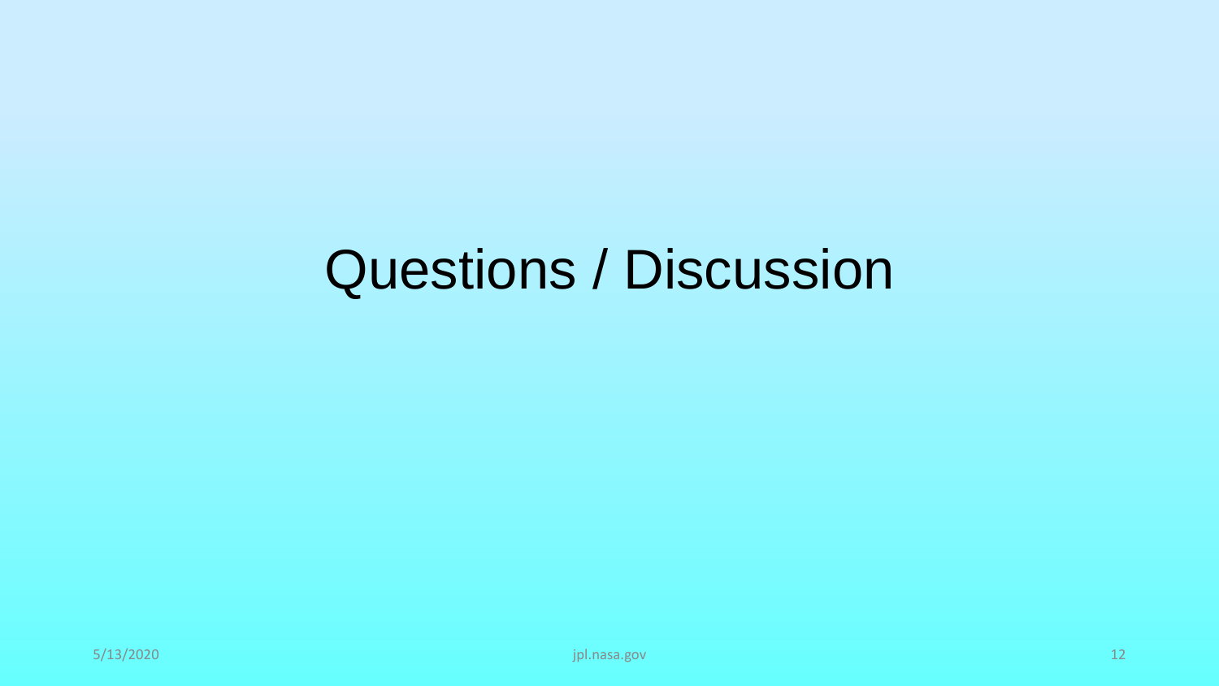# Questions / Discussion